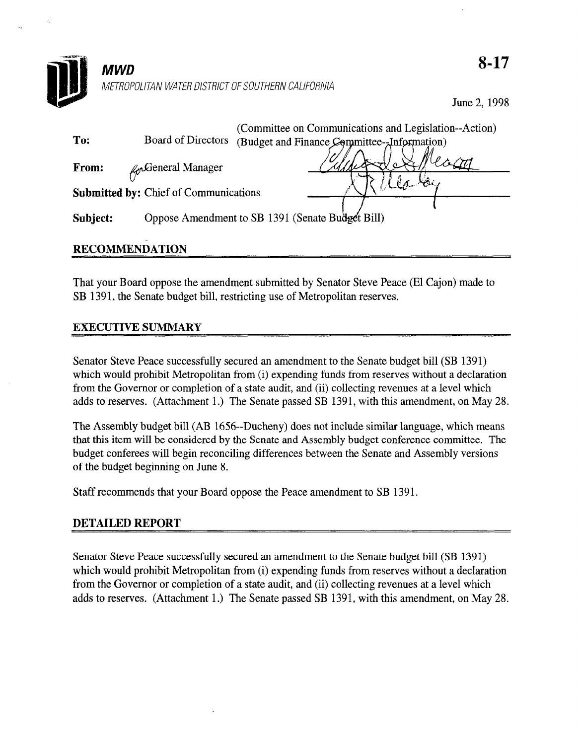**MWD**

METROPOLITAN WATER DISTRICT OF SOUTHERN CALIFORNIA

**8-17**

June 2, 1998

(Committee on Communications and Legislation--Action)

**To:** Board of Directors (Budget and Finance Committee--Information)

**From:** for General Manager

**Submitted by:** Chief of Communications

**Subject:** Oppose Amendment to SB 1391 (Senate Budget Bill)

## RECOMMENDATION

That your Board oppose the amendment submitted by Senator Steve Peace (El Cajon) made to SB 1391, the Senate budget bill, restricting use of Metropolitan reserves.

## EXECUTIVE SUMMARY

Senator Steve Peace successfully secured an amendment to the Senate budget bill (SB 1391) which would prohibit Metropolitan from (i) expending funds from reserves without a declaration from the Governor or completion of a state audit, and (ii) collecting revenues at a level which adds to reserves. (Attachment 1.) The Senate passed SB 1391, with this amendment, on May 28.

The Assembly budget bill (AB 1656--Ducheny) does not include similar language, which means that this item will be considered by the Senate and Assembly budget conference committee. The budget conferees will begin reconciling differences between the Senate and Assembly versions of the budget beginning on June 8.

Staff recommends that your Board oppose the Peace amendment to SB 1391.

## DETAILED REPORT

Senator Steve Peace successfully secured an amendment to the Senate budget bill (SB 1391) which would prohibit Metropolitan from (i) expending funds from reserves without a declaration from the Governor or completion of a state audit, and (ii) collecting revenues at a level which adds to reserves. (Attachment 1.) The Senate passed SB 1391, with this amendment, on May 28.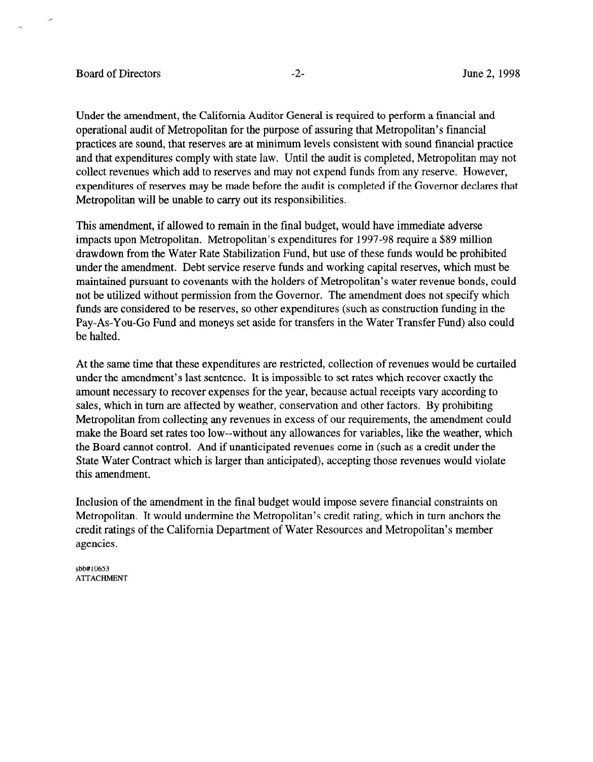Under the amendment, the California Auditor General is required to perform a financial and operational audit of Metropolitan for the purpose of assuring that Metropolitan's financial practices are sound, that reserves are at minimum levels consistent with sound financial practice and that expenditures comply with state law. Until the audit is completed, Metropolitan may not collect revenues which add to reserves and may not expend funds from any reserve. However, expenditures of reserves may be made before the audit is completed if the Governor declares that Metropolitan will be unable to carry out its responsibilities.

This amendment, if allowed to remain in the final budget, would have immediate adverse impacts upon Metropolitan. Metropolitan's expenditures for 1997-98 require a $89 million drawdown from the Water Rate Stabilization Fund, but use of these funds would be prohibited under the amendment. Debt service reserve funds and working capital reserves, which must be maintained pursuant to covenants with the holders of Metropolitan's water revenue bonds, could not be utilized without permission from the Governor. The amendment does not specify which funds are considered to be reserves, so other expenditures (such as construction funding in the Pay-As-You-Go Fund and moneys set aside for transfers in the Water Transfer Fund) also could be halted.

At the same time that these expenditures are restricted, collection of revenues would be curtailed under the amendment's last sentence. It is impossible to set rates which recover exactly the amount necessary to recover expenses for the year, because actual receipts vary according to sales, which in turn are affected by weather, conservation and other factors. By prohibiting Metropolitan from collecting any revenues in excess of our requirements, the amendment could make the Board set rates too low--without any allowances for variables, like the weather, which the Board cannot control. And if unanticipated revenues come in (such as a credit under the State Water Contract which is larger than anticipated), accepting those revenues would violate this amendment.

Inclusion of the amendment in the final budget would impose severe financial constraints on Metropolitan. It would undermine the Metropolitan's credit rating, which in turn anchors the credit ratings of the California Department of Water Resources and Metropolitan's member agencies.

sbb#10653
ATTACHMENT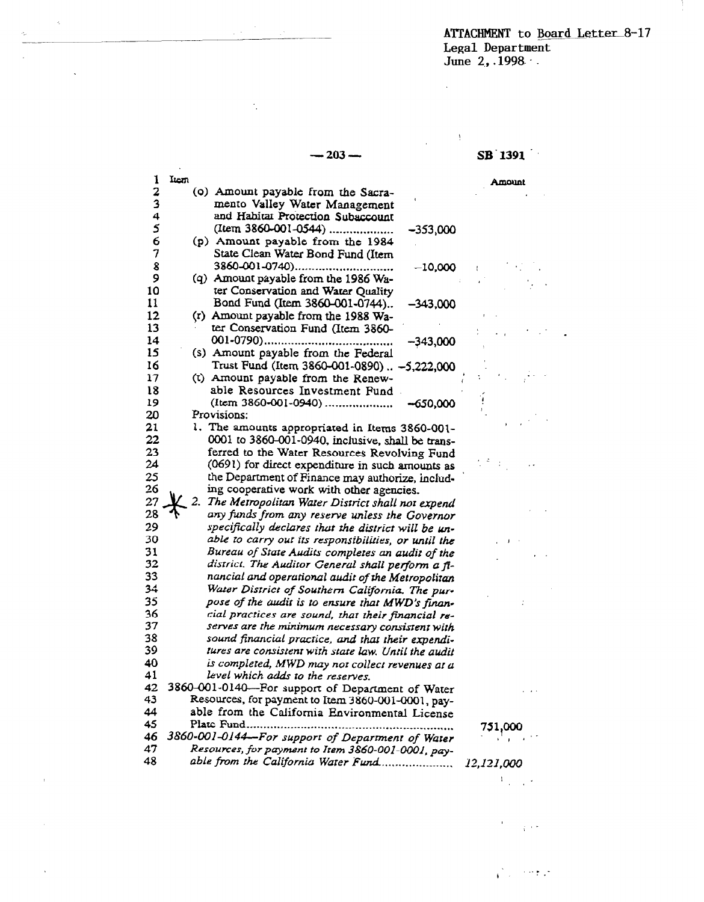ATTACHMENT to Board Letter 8-17
Legal Department
June 2, 1998

— 203 — SB 1391

| Item | | Amount |
|---|---|---|
| (o) Amount payable from the Sacramento Valley Water Management and Habitat Protection Subaccount (Item 3860-001-0544) .................. | -353,000 | |
| (p) Amount payable from the 1984 State Clean Water Bond Fund (Item 3860-001-0740)............................ | -10,000 | |
| (q) Amount payable from the 1986 Water Conservation and Water Quality Bond Fund (Item 3860-001-0744).. | -343,000 | |
| (r) Amount payable from the 1988 Water Conservation Fund (Item 3860-001-0790)..................................... | -343,000 | |
| (s) Amount payable from the Federal Trust Fund (Item 3860-001-0890) .. | -5,222,000 | |
| (t) Amount payable from the Renewable Resources Investment Fund (Item 3860-001-0940) .................. | -650,000 | |

Provisions:

1. The amounts appropriated in Items 3860-001-0001 to 3860-001-0940, inclusive, shall be transferred to the Water Resources Revolving Fund (0691) for direct expenditure in such amounts as the Department of Finance may authorize, including cooperative work with other agencies.
2. *The Metropolitan Water District shall not expend any funds from any reserve unless the Governor specifically declares that the district will be unable to carry out its responsibilities, or until the Bureau of State Audits completes an audit of the district. The Auditor General shall perform a financial and operational audit of the Metropolitan Water District of Southern California. The purpose of the audit is to ensure that MWD's financial practices are sound, that their financial reserves are the minimum necessary consistent with sound financial practice, and that their expenditures are consistent with state law. Until the audit is completed, MWD may not collect revenues at a level which adds to the reserves.*

| | |
|---|---|
| 3860-001-0140—For support of Department of Water Resources, for payment to Item 3860-001-0001, payable from the California Environmental License Plate Fund.............................................................. | 751,000 |
| *3860-001-0144—For support of Department of Water Resources, for payment to Item 3860-001-0001, payable from the California Water Fund.....................* | *12,121,000* |